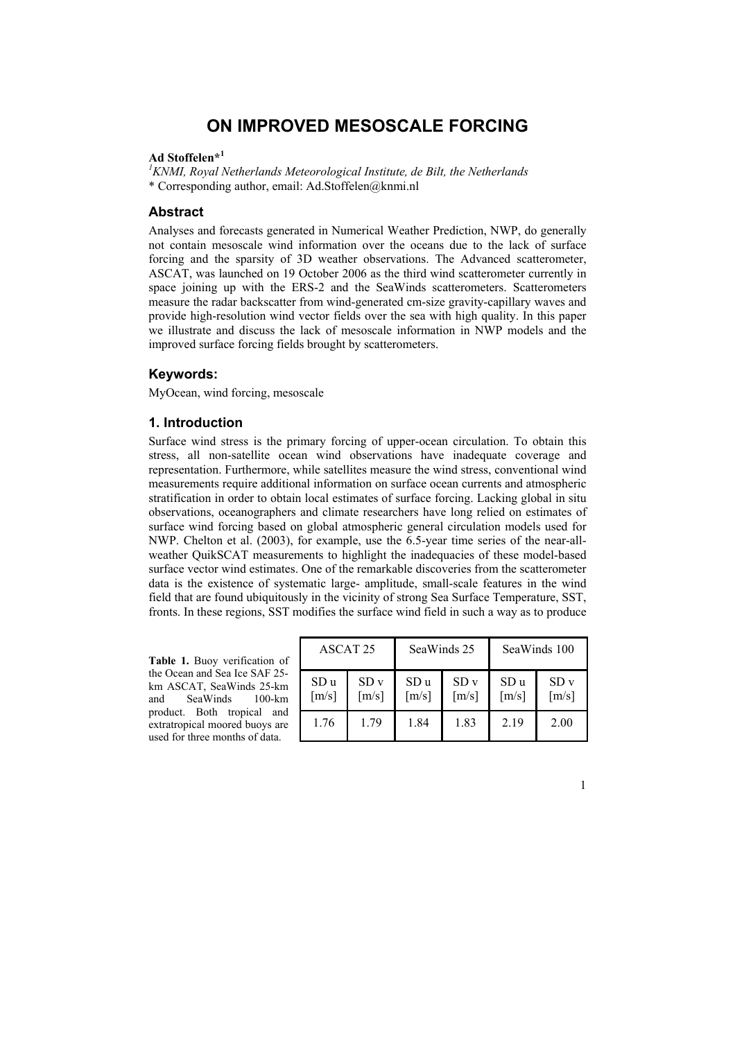# ON IMPROVED MESOSCALE FORCING

**Ad Stoffelen*[1]**

[1]*KNMI, Royal Netherlands Meteorological Institute, de Bilt, the Netherlands*

\* Corresponding author, email: Ad.Stoffelen@knmi.nl

## Abstract

Analyses and forecasts generated in Numerical Weather Prediction, NWP, do generally not contain mesoscale wind information over the oceans due to the lack of surface forcing and the sparsity of 3D weather observations. The Advanced scatterometer, ASCAT, was launched on 19 October 2006 as the third wind scatterometer currently in space joining up with the ERS-2 and the SeaWinds scatterometers. Scatterometers measure the radar backscatter from wind-generated cm-size gravity-capillary waves and provide high-resolution wind vector fields over the sea with high quality. In this paper we illustrate and discuss the lack of mesoscale information in NWP models and the improved surface forcing fields brought by scatterometers.

## Keywords:

MyOcean, wind forcing, mesoscale

## 1. Introduction

Surface wind stress is the primary forcing of upper-ocean circulation. To obtain this stress, all non-satellite ocean wind observations have inadequate coverage and representation. Furthermore, while satellites measure the wind stress, conventional wind measurements require additional information on surface ocean currents and atmospheric stratification in order to obtain local estimates of surface forcing. Lacking global in situ observations, oceanographers and climate researchers have long relied on estimates of surface wind forcing based on global atmospheric general circulation models used for NWP. Chelton et al. (2003), for example, use the 6.5-year time series of the near-all-weather QuikSCAT measurements to highlight the inadequacies of these model-based surface vector wind estimates. One of the remarkable discoveries from the scatterometer data is the existence of systematic large- amplitude, small-scale features in the wind field that are found ubiquitously in the vicinity of strong Sea Surface Temperature, SST, fronts. In these regions, SST modifies the surface wind field in such a way as to produce

**Table 1.** Buoy verification of the Ocean and Sea Ice SAF 25-km ASCAT, SeaWinds 25-km and SeaWinds 100-km product. Both tropical and extratropical moored buoys are used for three months of data.

| ASCAT 25 | | SeaWinds 25 | | SeaWinds 100 | |
|---|---|---|---|---|---|
| SD u [m/s] | SD v [m/s] | SD u [m/s] | SD v [m/s] | SD u [m/s] | SD v [m/s] |
| 1.76 | 1.79 | 1.84 | 1.83 | 2.19 | 2.00 |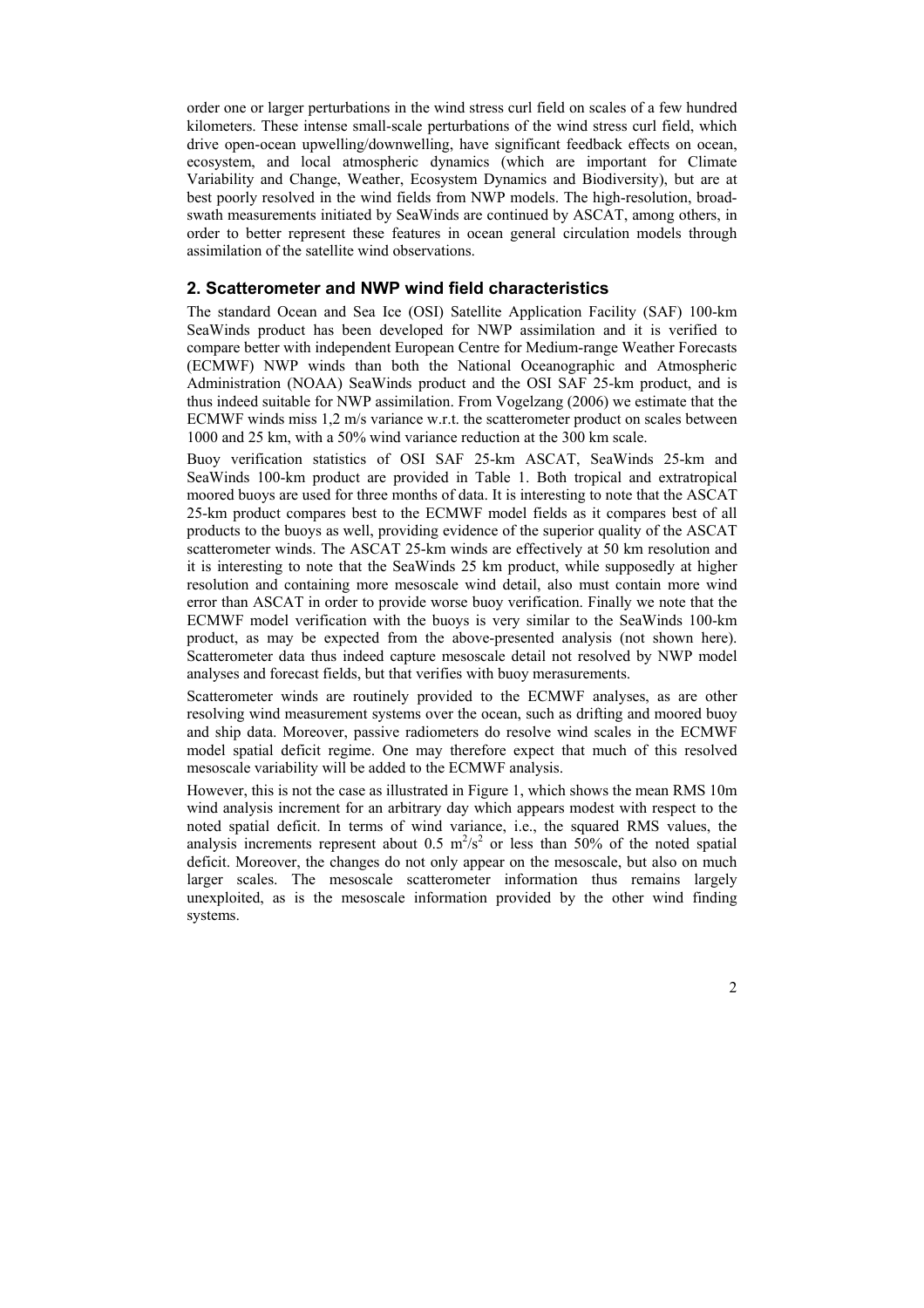order one or larger perturbations in the wind stress curl field on scales of a few hundred kilometers. These intense small-scale perturbations of the wind stress curl field, which drive open-ocean upwelling/downwelling, have significant feedback effects on ocean, ecosystem, and local atmospheric dynamics (which are important for Climate Variability and Change, Weather, Ecosystem Dynamics and Biodiversity), but are at best poorly resolved in the wind fields from NWP models. The high-resolution, broad-swath measurements initiated by SeaWinds are continued by ASCAT, among others, in order to better represent these features in ocean general circulation models through assimilation of the satellite wind observations.

## 2. Scatterometer and NWP wind field characteristics

The standard Ocean and Sea Ice (OSI) Satellite Application Facility (SAF) 100-km SeaWinds product has been developed for NWP assimilation and it is verified to compare better with independent European Centre for Medium-range Weather Forecasts (ECMWF) NWP winds than both the National Oceanographic and Atmospheric Administration (NOAA) SeaWinds product and the OSI SAF 25-km product, and is thus indeed suitable for NWP assimilation. From Vogelzang (2006) we estimate that the ECMWF winds miss 1,2 m/s variance w.r.t. the scatterometer product on scales between 1000 and 25 km, with a 50% wind variance reduction at the 300 km scale.

Buoy verification statistics of OSI SAF 25-km ASCAT, SeaWinds 25-km and SeaWinds 100-km product are provided in Table 1. Both tropical and extratropical moored buoys are used for three months of data. It is interesting to note that the ASCAT 25-km product compares best to the ECMWF model fields as it compares best of all products to the buoys as well, providing evidence of the superior quality of the ASCAT scatterometer winds. The ASCAT 25-km winds are effectively at 50 km resolution and it is interesting to note that the SeaWinds 25 km product, while supposedly at higher resolution and containing more mesoscale wind detail, also must contain more wind error than ASCAT in order to provide worse buoy verification. Finally we note that the ECMWF model verification with the buoys is very similar to the SeaWinds 100-km product, as may be expected from the above-presented analysis (not shown here). Scatterometer data thus indeed capture mesoscale detail not resolved by NWP model analyses and forecast fields, but that verifies with buoy merasurements.

Scatterometer winds are routinely provided to the ECMWF analyses, as are other resolving wind measurement systems over the ocean, such as drifting and moored buoy and ship data. Moreover, passive radiometers do resolve wind scales in the ECMWF model spatial deficit regime. One may therefore expect that much of this resolved mesoscale variability will be added to the ECMWF analysis.

However, this is not the case as illustrated in Figure 1, which shows the mean RMS 10m wind analysis increment for an arbitrary day which appears modest with respect to the noted spatial deficit. In terms of wind variance, i.e., the squared RMS values, the analysis increments represent about 0.5 $m^2/s^2$ or less than 50% of the noted spatial deficit. Moreover, the changes do not only appear on the mesoscale, but also on much larger scales. The mesoscale scatterometer information thus remains largely unexploited, as is the mesoscale information provided by the other wind finding systems.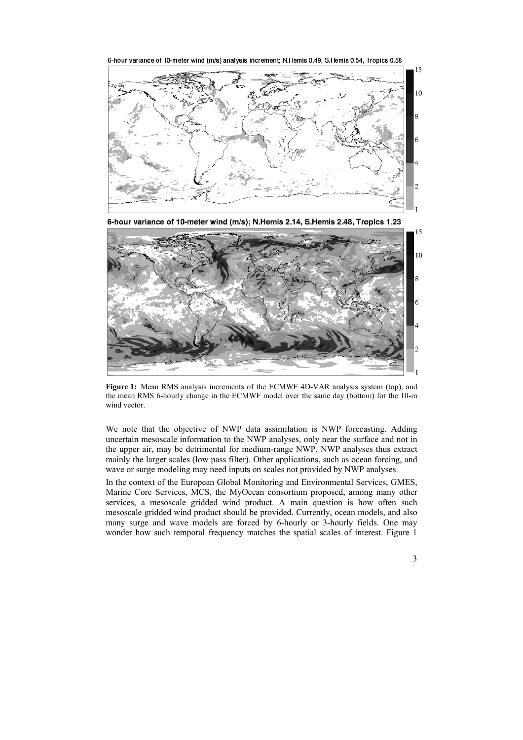**Figure 1:** Mean RMS analysis increments of the ECMWF 4D-VAR analysis system (top), and the mean RMS 6-hourly change in the ECMWF model over the same day (bottom) for the 10-m wind vector.

We note that the objective of NWP data assimilation is NWP forecasting. Adding uncertain mesoscale information to the NWP analyses, only near the surface and not in the upper air, may be detrimental for medium-range NWP. NWP analyses thus extract mainly the larger scales (low pass filter). Other applications, such as ocean forcing, and wave or surge modeling may need inputs on scales not provided by NWP analyses.

In the context of the European Global Monitoring and Environmental Services, GMES, Marine Core Services, MCS, the MyOcean consortium proposed, among many other services, a mesoscale gridded wind product. A main question is how often such mesoscale gridded wind product should be provided. Currently, ocean models, and also many surge and wave models are forced by 6-hourly or 3-hourly fields. One may wonder how such temporal frequency matches the spatial scales of interest. Figure 1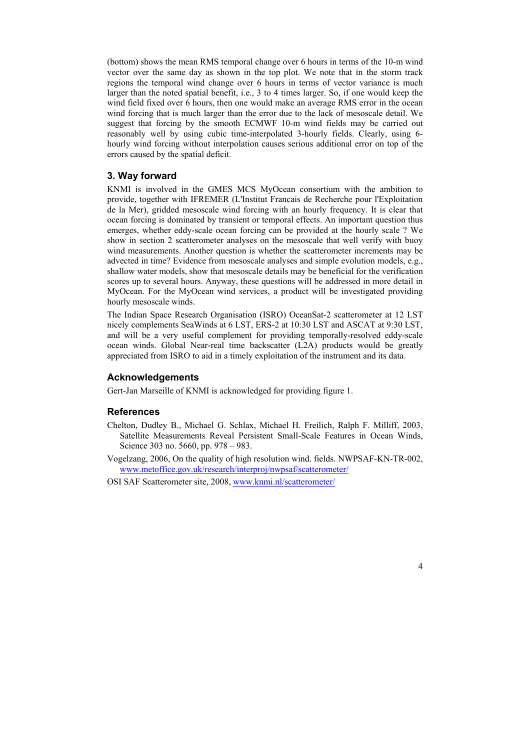(bottom) shows the mean RMS temporal change over 6 hours in terms of the 10-m wind vector over the same day as shown in the top plot. We note that in the storm track regions the temporal wind change over 6 hours in terms of vector variance is much larger than the noted spatial benefit, i.e., 3 to 4 times larger. So, if one would keep the wind field fixed over 6 hours, then one would make an average RMS error in the ocean wind forcing that is much larger than the error due to the lack of mesoscale detail. We suggest that forcing by the smooth ECMWF 10-m wind fields may be carried out reasonably well by using cubic time-interpolated 3-hourly fields. Clearly, using 6-hourly wind forcing without interpolation causes serious additional error on top of the errors caused by the spatial deficit.

## 3. Way forward

KNMI is involved in the GMES MCS MyOcean consortium with the ambition to provide, together with IFREMER (L'Institut Francais de Recherche pour l'Exploitation de la Mer), gridded mesoscale wind forcing with an hourly frequency. It is clear that ocean forcing is dominated by transient or temporal effects. An important question thus emerges, whether eddy-scale ocean forcing can be provided at the hourly scale ? We show in section 2 scatterometer analyses on the mesoscale that well verify with buoy wind measurements. Another question is whether the scatterometer increments may be advected in time? Evidence from mesoscale analyses and simple evolution models, e.g., shallow water models, show that mesoscale details may be beneficial for the verification scores up to several hours. Anyway, these questions will be addressed in more detail in MyOcean. For the MyOcean wind services, a product will be investigated providing hourly mesoscale winds.

The Indian Space Research Organisation (ISRO) OceanSat-2 scatterometer at 12 LST nicely complements SeaWinds at 6 LST, ERS-2 at 10:30 LST and ASCAT at 9:30 LST, and will be a very useful complement for providing temporally-resolved eddy-scale ocean winds. Global Near-real time backscatter (L2A) products would be greatly appreciated from ISRO to aid in a timely exploitation of the instrument and its data.

## Acknowledgements

Gert-Jan Marseille of KNMI is acknowledged for providing figure 1.

## References

Chelton, Dudley B., Michael G. Schlax, Michael H. Freilich, Ralph F. Milliff, 2003, Satellite Measurements Reveal Persistent Small-Scale Features in Ocean Winds, Science 303 no. 5660, pp. 978 – 983.

Vogelzang, 2006, On the quality of high resolution wind. fields. NWPSAF-KN-TR-002, www.metoffice.gov.uk/research/interproj/nwpsaf/scatterometer/

OSI SAF Scatterometer site, 2008, www.knmi.nl/scatterometer/